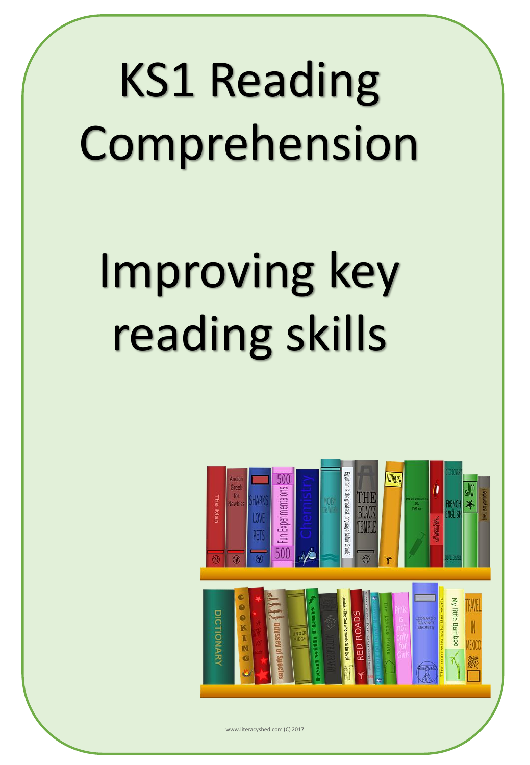# KS1 Reading Comprehension

# Improving key reading skills

www.literacyshed.com (C) 2017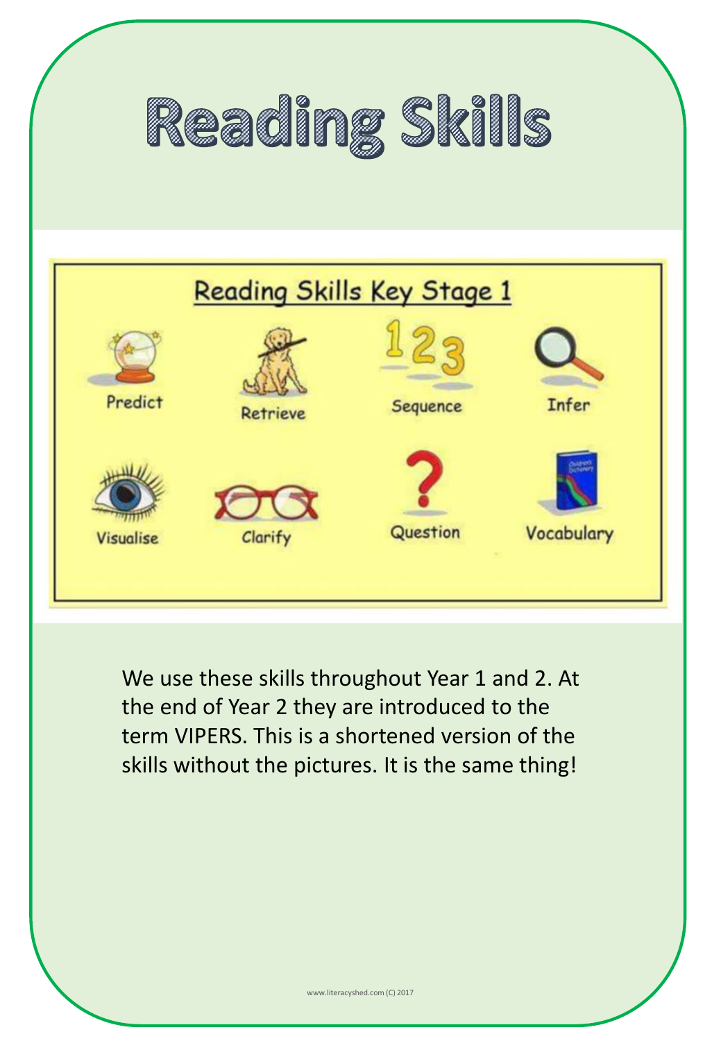# Reading Skills

## Reading Skills Key Stage 1

- Predict
- Retrieve
- Sequence
- Infer
- Visualise
- Clarify
- Question
- Vocabulary

We use these skills throughout Year 1 and 2. At the end of Year 2 they are introduced to the term VIPERS. This is a shortened version of the skills without the pictures. It is the same thing!

www.literacyshed.com (C) 2017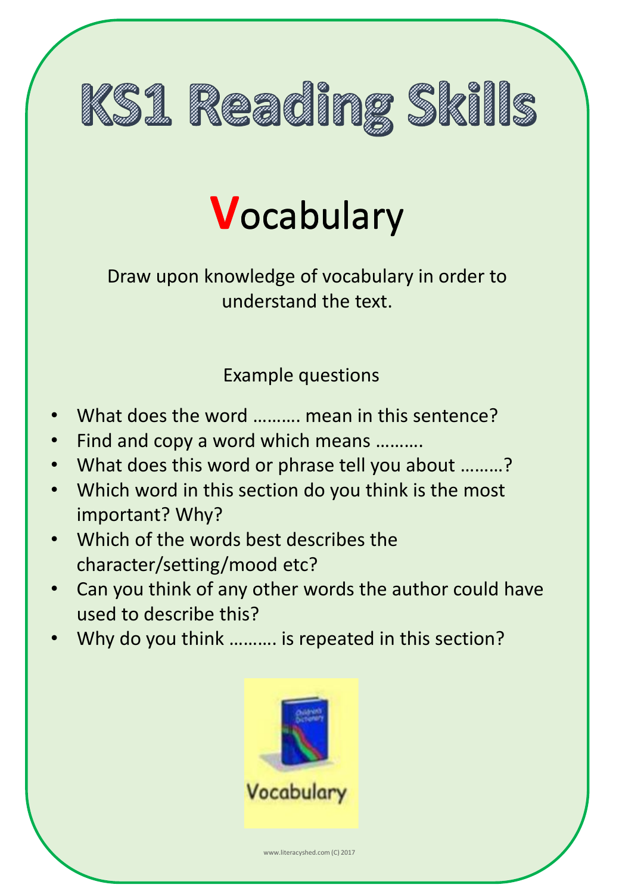# KS1 Reading Skills

## Vocabulary

Draw upon knowledge of vocabulary in order to understand the text.

Example questions

- What does the word ………. mean in this sentence?
- Find and copy a word which means ……….
- What does this word or phrase tell you about ………?
- Which word in this section do you think is the most important? Why?
- Which of the words best describes the character/setting/mood etc?
- Can you think of any other words the author could have used to describe this?
- Why do you think ………. is repeated in this section?

Vocabulary

www.literacyshed.com (C) 2017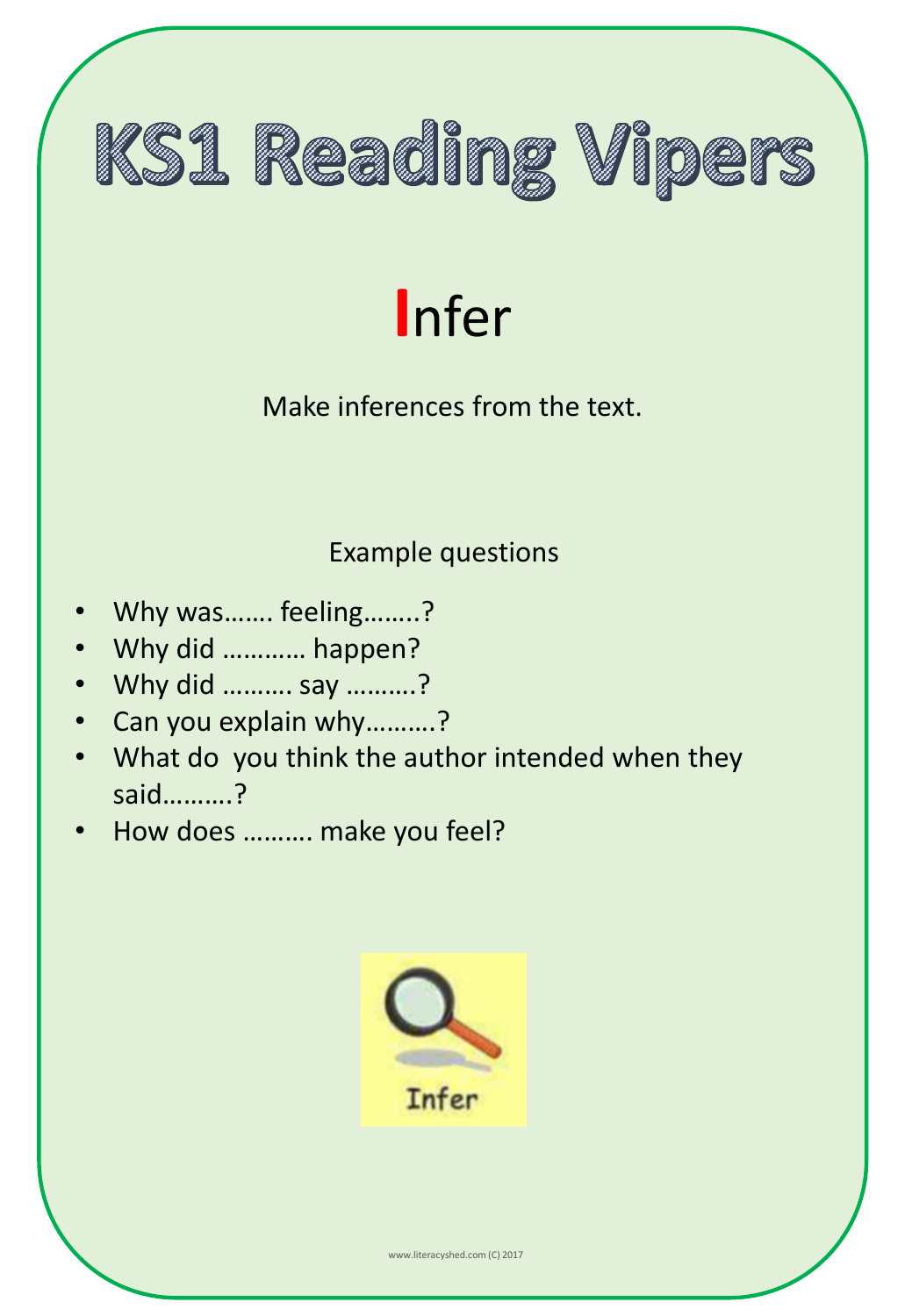# KS1 Reading Vipers

## Infer

Make inferences from the text.

Example questions

- Why was……. feeling……..?
- Why did ………… happen?
- Why did ………. say ……….?
- Can you explain why……….?
- What do  you think the author intended when they said……….?
- How does ………. make you feel?

Infer

www.literacyshed.com (C) 2017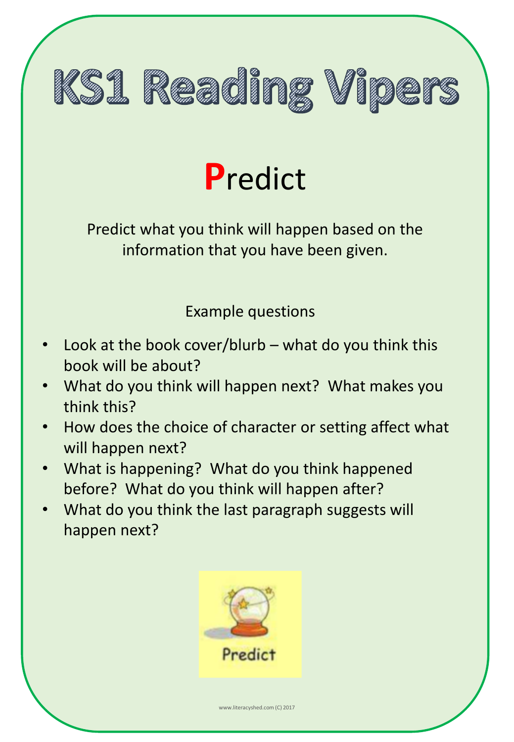# KS1 Reading Vipers

## **P**redict

Predict what you think will happen based on the information that you have been given.

Example questions

- Look at the book cover/blurb – what do you think this book will be about?
- What do you think will happen next? What makes you think this?
- How does the choice of character or setting affect what will happen next?
- What is happening? What do you think happened before? What do you think will happen after?
- What do you think the last paragraph suggests will happen next?

Predict

www.literacyshed.com (C) 2017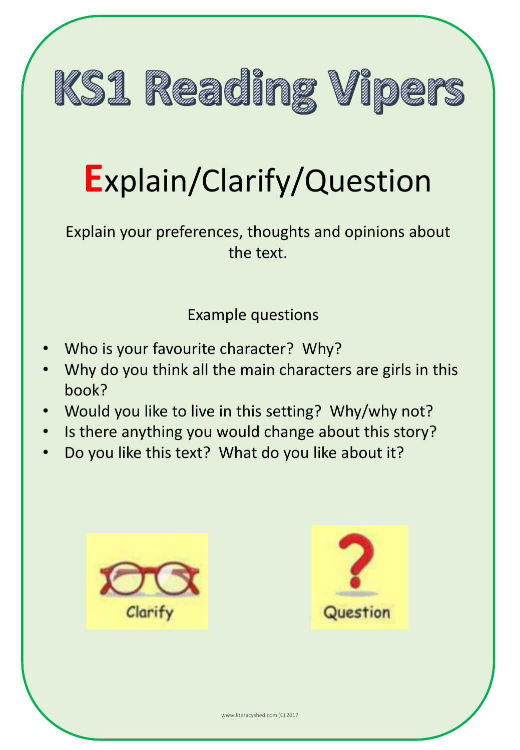# KS1 Reading Vipers

## Explain/Clarify/Question

Explain your preferences, thoughts and opinions about the text.

Example questions

- Who is your favourite character? Why?
- Why do you think all the main characters are girls in this book?
- Would you like to live in this setting? Why/why not?
- Is there anything you would change about this story?
- Do you like this text? What do you like about it?

Clarify

Question

www.literacyshed.com (C) 2017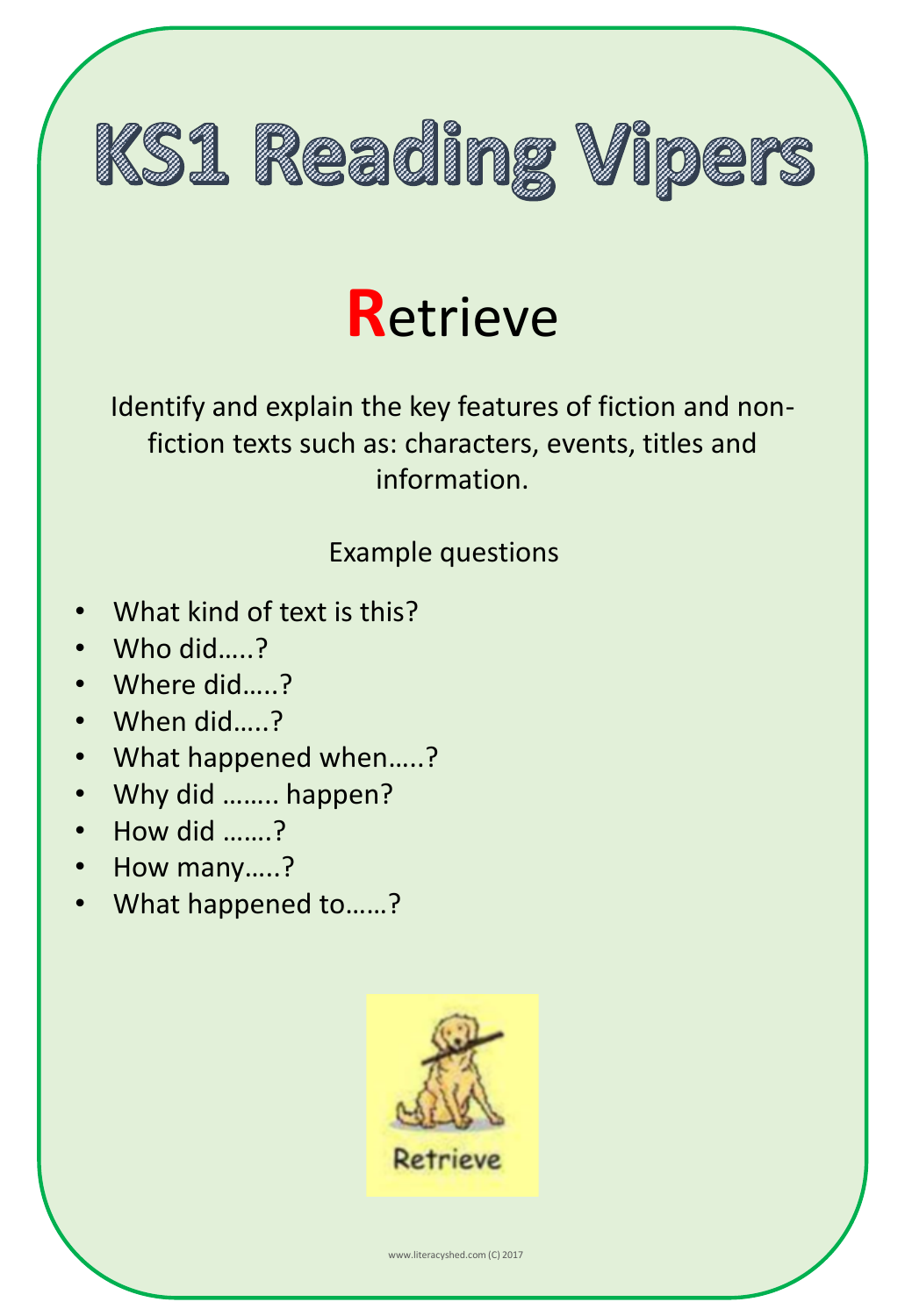# KS1 Reading Vipers

## **R**etrieve

Identify and explain the key features of fiction and non-fiction texts such as: characters, events, titles and information.

Example questions

- What kind of text is this?
- Who did…..?
- Where did…..?
- When did…..?
- What happened when…..?
- Why did …….. happen?
- How did …….?
- How many…..?
- What happened to……?

Retrieve

www.literacyshed.com (C) 2017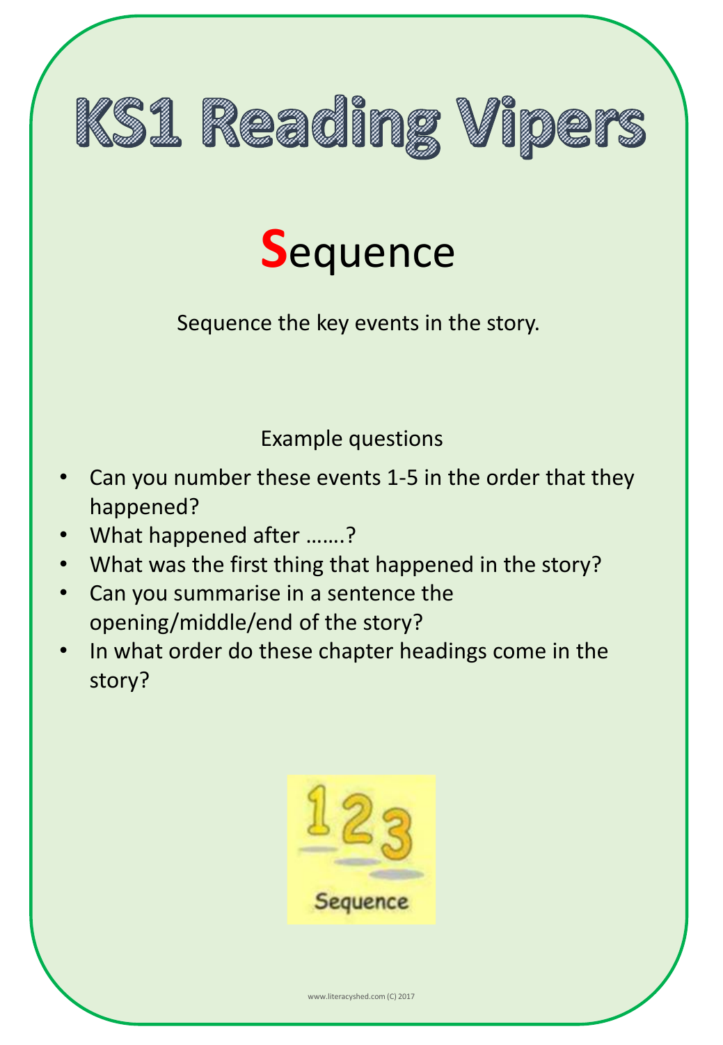# KS1 Reading Vipers

## Sequence

Sequence the key events in the story.

Example questions

- Can you number these events 1-5 in the order that they happened?
- What happened after …….?
- What was the first thing that happened in the story?
- Can you summarise in a sentence the opening/middle/end of the story?
- In what order do these chapter headings come in the story?

www.literacyshed.com (C) 2017